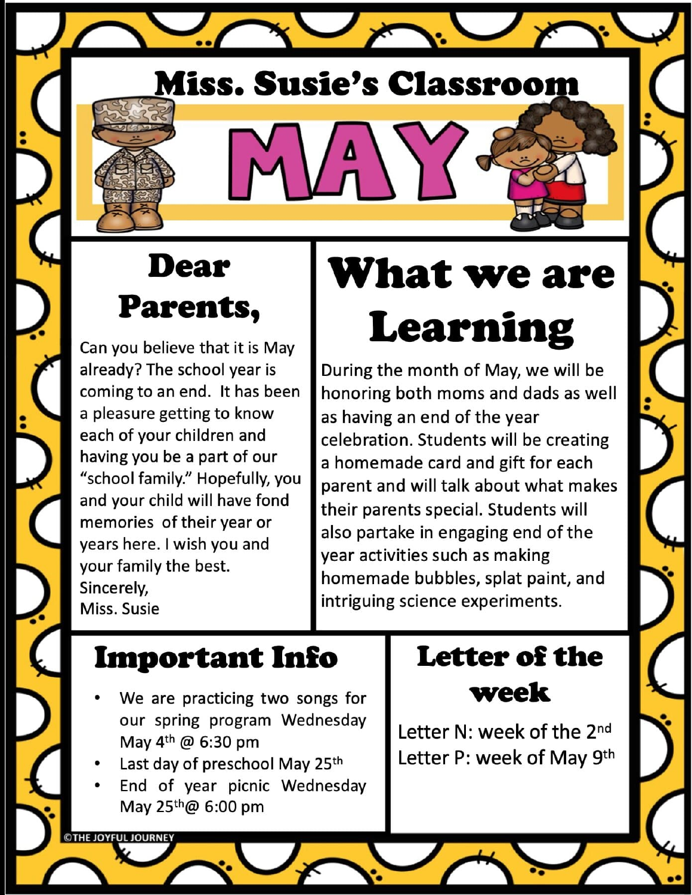# Miss. Susie's Classroom

# MAY

## Dear Parents,

Can you believe that it is May already? The school year is coming to an end. It has been a pleasure getting to know each of your children and having you be a part of our "school family." Hopefully, you and your child will have fond memories of their year or years here. I wish you and your family the best.
Sincerely,
Miss. Susie

## What we are Learning

During the month of May, we will be honoring both moms and dads as well as having an end of the year celebration. Students will be creating a homemade card and gift for each parent and will talk about what makes their parents special. Students will also partake in engaging end of the year activities such as making homemade bubbles, splat paint, and intriguing science experiments.

## Important Info

- We are practicing two songs for our spring program Wednesday May 4th @ 6:30 pm
- Last day of preschool May 25th
- End of year picnic Wednesday May 25th@ 6:00 pm

## Letter of the week

Letter N: week of the 2nd
Letter P: week of May 9th

©THE JOYFUL JOURNEY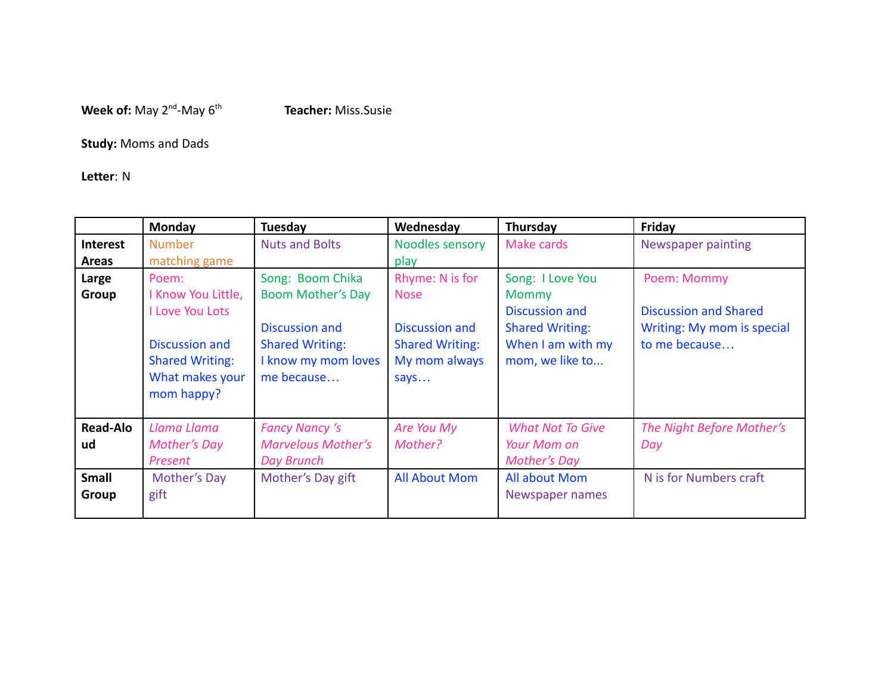**Week of:** May 2nd-May 6th **Teacher:** Miss.Susie

**Study:** Moms and Dads

**Letter**: N

| | Monday | Tuesday | Wednesday | Thursday | Friday |
|---|---|---|---|---|---|
| **Interest Areas** | Number matching game | Nuts and Bolts | Noodles sensory play | Make cards | Newspaper painting |
| **Large Group** | Poem: I Know You Little, I Love You Lots<br><br>Discussion and Shared Writing: What makes your mom happy? | Song: Boom Chika Boom Mother's Day<br><br>Discussion and Shared Writing: I know my mom loves me because… | Rhyme: N is for Nose<br><br>Discussion and Shared Writing: My mom always says… | Song: I Love You Mommy<br>Discussion and Shared Writing: When I am with my mom, we like to... | Poem: Mommy<br><br>Discussion and Shared Writing: My mom is special to me because… |
| **Read-Aloud** | *Llama Llama Mother's Day Present* | *Fancy Nancy 's Marvelous Mother's Day Brunch* | *Are You My Mother?* | *What Not To Give Your Mom on Mother's Day* | *The Night Before Mother's Day* |
| **Small Group** | Mother's Day gift | Mother's Day gift | All About Mom | All about Mom<br>Newspaper names | N is for Numbers craft |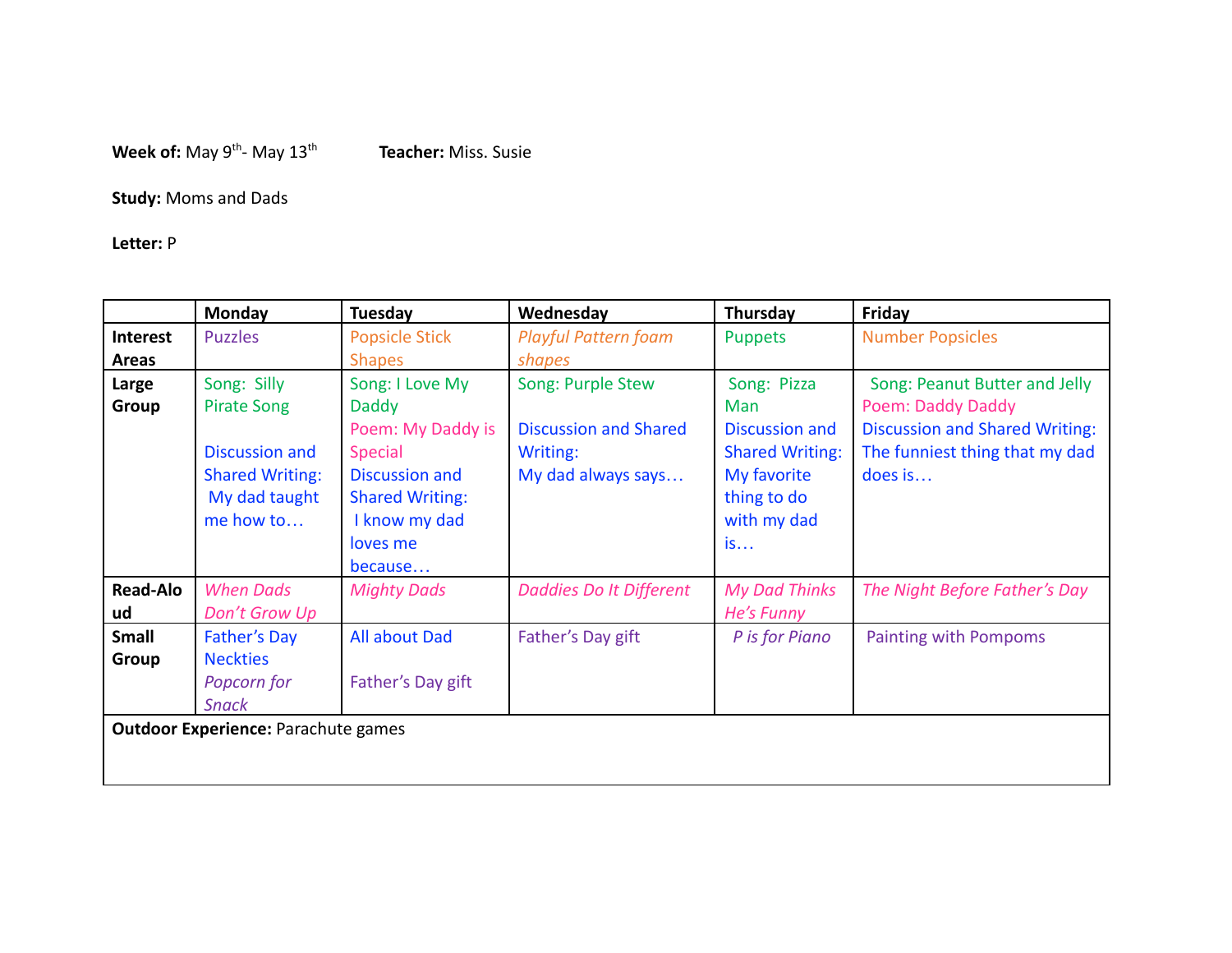**Week of:** May 9th- May 13th **Teacher:** Miss. Susie

**Study:** Moms and Dads

**Letter:** P

| | Monday | Tuesday | Wednesday | Thursday | Friday |
|---|---|---|---|---|---|
| **Interest Areas** | Puzzles | Popsicle Stick Shapes | *Playful Pattern foam shapes* | Puppets | Number Popsicles |
| **Large Group** | Song: Silly Pirate Song<br><br>Discussion and Shared Writing: My dad taught me how to… | Song: I Love My Daddy<br>Poem: My Daddy is Special<br>Discussion and Shared Writing: I know my dad loves me because… | Song: Purple Stew<br><br>Discussion and Shared Writing:<br>My dad always says… | Song: Pizza Man<br>Discussion and Shared Writing: My favorite thing to do with my dad is… | Song: Peanut Butter and Jelly<br>Poem: Daddy Daddy<br>Discussion and Shared Writing: The funniest thing that my dad does is… |
| **Read-Aloud** | *When Dads Don't Grow Up* | *Mighty Dads* | *Daddies Do It Different* | *My Dad Thinks He's Funny* | *The Night Before Father's Day* |
| **Small Group** | Father's Day Neckties<br>*Popcorn for Snack* | All about Dad<br><br>Father's Day gift | Father's Day gift | *P is for Piano* | Painting with Pompoms |
| **Outdoor Experience:** Parachute games | | | | | |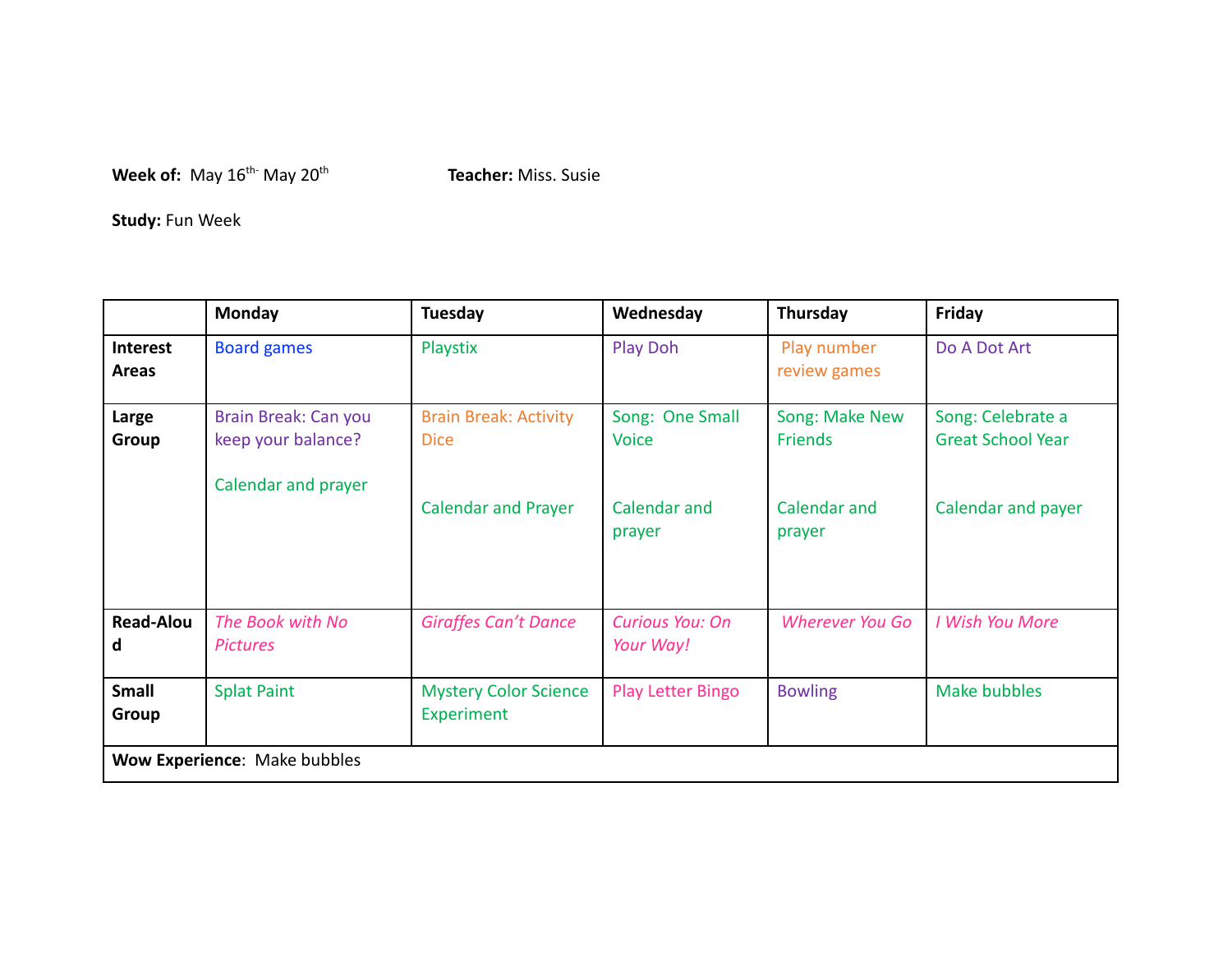**Week of:** May 16th- May 20th **Teacher:** Miss. Susie

**Study:** Fun Week

| | Monday | Tuesday | Wednesday | Thursday | Friday |
|---|---|---|---|---|---|
| **Interest Areas** | Board games | Playstix | Play Doh | Play number review games | Do A Dot Art |
| **Large Group** | Brain Break: Can you keep your balance?<br><br>Calendar and prayer | Brain Break: Activity Dice<br><br>Calendar and Prayer | Song: One Small Voice<br><br>Calendar and prayer | Song: Make New Friends<br><br>Calendar and prayer | Song: Celebrate a Great School Year<br><br>Calendar and payer |
| **Read-Aloud** | *The Book with No Pictures* | *Giraffes Can't Dance* | *Curious You: On Your Way!* | *Wherever You Go* | *I Wish You More* |
| **Small Group** | Splat Paint | Mystery Color Science Experiment | Play Letter Bingo | Bowling | Make bubbles |
| **Wow Experience**: Make bubbles | | | | | |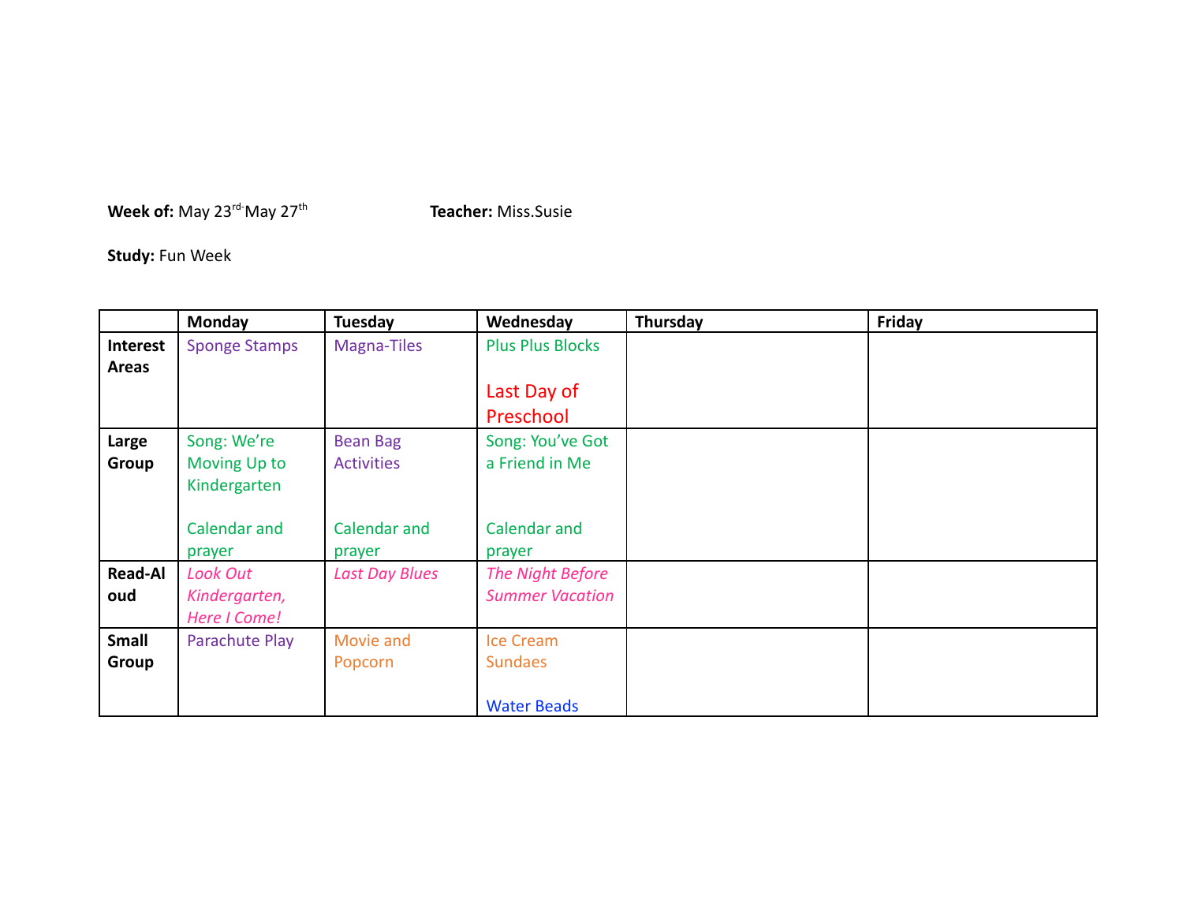**Week of:** May 23rd-May 27th **Teacher:** Miss.Susie

**Study:** Fun Week

| | Monday | Tuesday | Wednesday | Thursday | Friday |
|---|---|---|---|---|---|
| **Interest Areas** | Sponge Stamps | Magna-Tiles | Plus Plus Blocks<br><br>Last Day of Preschool | | |
| **Large Group** | Song: We're Moving Up to Kindergarten<br><br>Calendar and prayer | Bean Bag Activities<br><br>Calendar and prayer | Song: You've Got a Friend in Me<br><br>Calendar and prayer | | |
| **Read-Aloud** | *Look Out Kindergarten, Here I Come!* | *Last Day Blues* | *The Night Before Summer Vacation* | | |
| **Small Group** | Parachute Play | Movie and Popcorn | Ice Cream Sundaes<br><br>Water Beads | | |